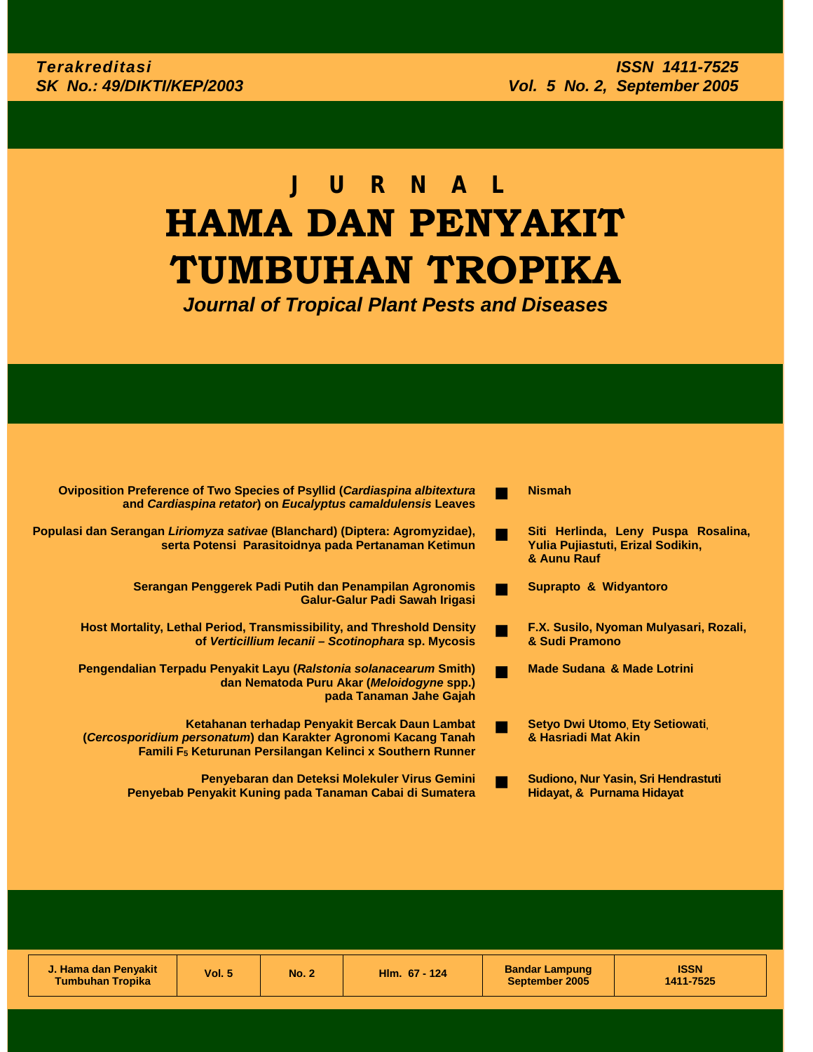*Terakreditasi*
*SK No.: 49/DIKTI/KEP/2003*

*ISSN 1411-7525*
*Vol. 5 No. 2, September 2005*

# J U R N A L
# HAMA DAN PENYAKIT TUMBUHAN TROPIKA

***Journal of Tropical Plant Pests and Diseases***

- **Oviposition Preference of Two Species of Psyllid (*Cardiaspina albitextura* and *Cardiaspina retator*) on *Eucalyptus camaldulensis* Leaves** — **Nismah**
- **Populasi dan Serangan *Liriomyza sativae* (Blanchard) (Diptera: Agromyzidae), serta Potensi Parasitoidnya pada Pertanaman Ketimun** — **Siti Herlinda, Leny Puspa Rosalina, Yulia Pujiastuti, Erizal Sodikin, & Aunu Rauf**
- **Serangan Penggerek Padi Putih dan Penampilan Agronomis Galur-Galur Padi Sawah Irigasi** — **Suprapto & Widyantoro**
- **Host Mortality, Lethal Period, Transmissibility, and Threshold Density of *Verticillium lecanii – Scotinophara* sp. Mycosis** — **F.X. Susilo, Nyoman Mulyasari, Rozali, & Sudi Pramono**
- **Pengendalian Terpadu Penyakit Layu (*Ralstonia solanacearum* Smith) dan Nematoda Puru Akar (*Meloidogyne* spp.) pada Tanaman Jahe Gajah** — **Made Sudana & Made Lotrini**
- **Ketahanan terhadap Penyakit Bercak Daun Lambat (*Cercosporidium personatum*) dan Karakter Agronomi Kacang Tanah Famili $F_5$ Keturunan Persilangan Kelinci x Southern Runner** — **Setyo Dwi Utomo, Ety Setiowati, & Hasriadi Mat Akin**
- **Penyebaran dan Deteksi Molekuler Virus Gemini Penyebab Penyakit Kuning pada Tanaman Cabai di Sumatera** — **Sudiono, Nur Yasin, Sri Hendrastuti Hidayat, & Purnama Hidayat**

| J. Hama dan Penyakit Tumbuhan Tropika | Vol. 5 | No. 2 | Hlm. 67 - 124 | Bandar Lampung September 2005 | ISSN 1411-7525 |
|---|---|---|---|---|---|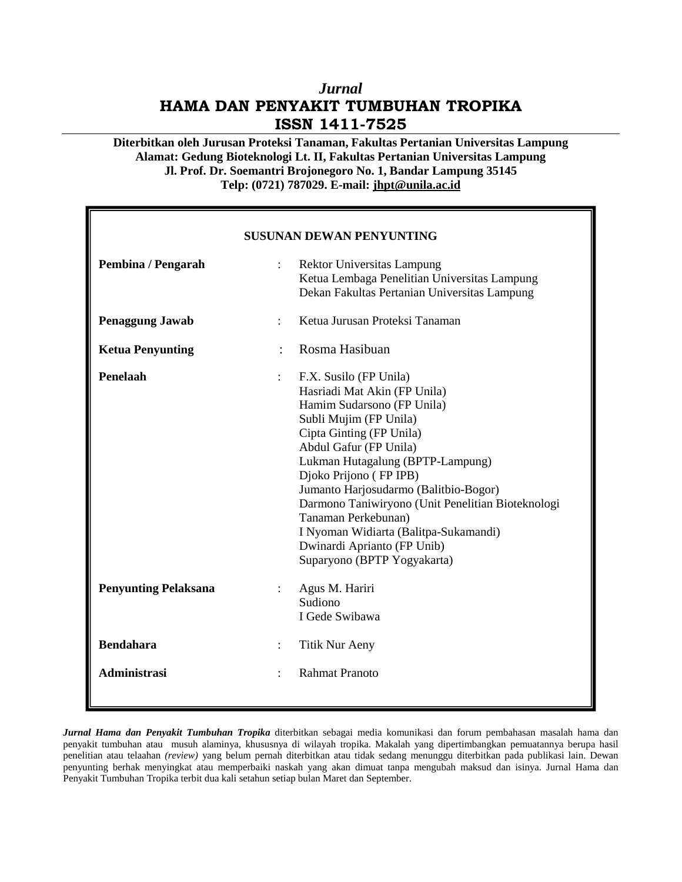# *Jurnal*
# HAMA DAN PENYAKIT TUMBUHAN TROPIKA
# ISSN 1411-7525

**Diterbitkan oleh Jurusan Proteksi Tanaman, Fakultas Pertanian Universitas Lampung**
**Alamat: Gedung Bioteknologi Lt. II, Fakultas Pertanian Universitas Lampung**
**Jl. Prof. Dr. Soemantri Brojonegoro No. 1, Bandar Lampung 35145**
**Telp: (0721) 787029. E-mail: jhpt@unila.ac.id**

## SUSUNAN DEWAN PENYUNTING

**Pembina / Pengarah** : Rektor Universitas Lampung
Ketua Lembaga Penelitian Universitas Lampung
Dekan Fakultas Pertanian Universitas Lampung

**Penaggung Jawab** : Ketua Jurusan Proteksi Tanaman

**Ketua Penyunting** : Rosma Hasibuan

**Penelaah** : F.X. Susilo (FP Unila)
Hasriadi Mat Akin (FP Unila)
Hamim Sudarsono (FP Unila)
Subli Mujim (FP Unila)
Cipta Ginting (FP Unila)
Abdul Gafur (FP Unila)
Lukman Hutagalung (BPTP-Lampung)
Djoko Prijono ( FP IPB)
Jumanto Harjosudarmo (Balitbio-Bogor)
Darmono Taniwiryono (Unit Penelitian Bioteknologi Tanaman Perkebunan)
I Nyoman Widiarta (Balitpa-Sukamandi)
Dwinardi Aprianto (FP Unib)
Suparyono (BPTP Yogyakarta)

**Penyunting Pelaksana** : Agus M. Hariri
Sudiono
I Gede Swibawa

**Bendahara** : Titik Nur Aeny

**Administrasi** : Rahmat Pranoto

***Jurnal Hama dan Penyakit Tumbuhan Tropika*** diterbitkan sebagai media komunikasi dan forum pembahasan masalah hama dan penyakit tumbuhan atau musuh alaminya, khususnya di wilayah tropika. Makalah yang dipertimbangkan pemuatannya berupa hasil penelitian atau telaahan *(review)* yang belum pernah diterbitkan atau tidak sedang menunggu diterbitkan pada publikasi lain. Dewan penyunting berhak menyingkat atau memperbaiki naskah yang akan dimuat tanpa mengubah maksud dan isinya. Jurnal Hama dan Penyakit Tumbuhan Tropika terbit dua kali setahun setiap bulan Maret dan September.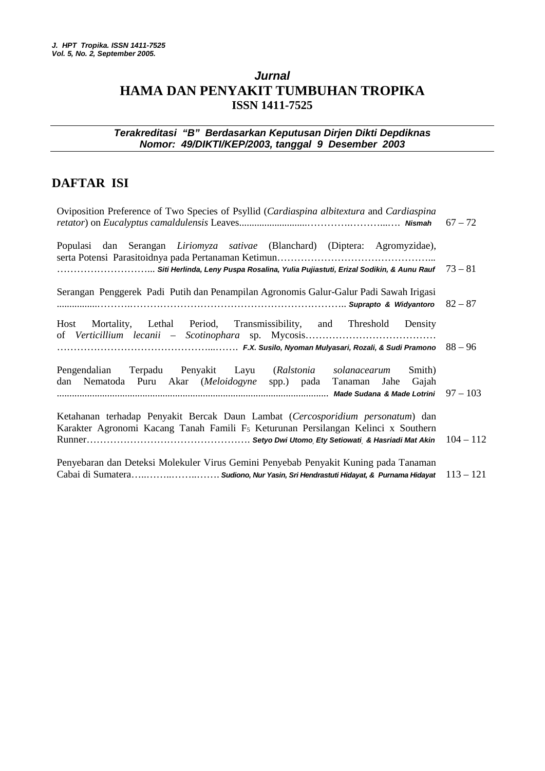# *Jurnal*
# HAMA DAN PENYAKIT TUMBUHAN TROPIKA
## ISSN 1411-7525

***Terakreditasi "B" Berdasarkan Keputusan Dirjen Dikti Depdiknas Nomor: 49/DIKTI/KEP/2003, tanggal 9 Desember 2003***

## DAFTAR ISI

| | |
|---|---|
| Oviposition Preference of Two Species of Psyllid (*Cardiaspina albitextura* and *Cardiaspina retator*) on *Eucalyptus camaldulensis* Leaves............................………….………..…. ***Nismah*** | 67 – 72 |
| Populasi dan Serangan *Liriomyza sativae* (Blanchard) (Diptera: Agromyzidae), serta Potensi Parasitoidnya pada Pertanaman Ketimun………………………………………... ……………………….. ***Siti Herlinda, Leny Puspa Rosalina, Yulia Pujiastuti, Erizal Sodikin, & Aunu Rauf*** | 73 – 81 |
| Serangan Penggerek Padi Putih dan Penampilan Agronomis Galur-Galur Padi Sawah Irigasi ................……….……………………………………………………….. ***Suprapto & Widyantoro*** | 82 – 87 |
| Host Mortality, Lethal Period, Transmissibility, and Threshold Density of *Verticillium lecanii* – *Scotinophara* sp. Mycosis………………………………… ……………………………………...……. ***F.X. Susilo, Nyoman Mulyasari, Rozali, & Sudi Pramono*** | 88 – 96 |
| Pengendalian Terpadu Penyakit Layu (*Ralstonia solanacearum* Smith) dan Nematoda Puru Akar (*Meloidogyne* spp.) pada Tanaman Jahe Gajah ............................................................................................................ ***Made Sudana & Made Lotrini*** | 97 – 103 |
| Ketahanan terhadap Penyakit Bercak Daun Lambat (*Cercosporidium personatum*) dan Karakter Agronomi Kacang Tanah Famili $F_5$ Keturunan Persilangan Kelinci x Southern Runner…………………………………………. ***Setyo Dwi Utomo, Ety Setiowati, & Hasriadi Mat Akin*** | 104 – 112 |
| Penyebaran dan Deteksi Molekuler Virus Gemini Penyebab Penyakit Kuning pada Tanaman Cabai di Sumatera…..……..……..……. ***Sudiono, Nur Yasin, Sri Hendrastuti Hidayat, & Purnama Hidayat*** | 113 – 121 |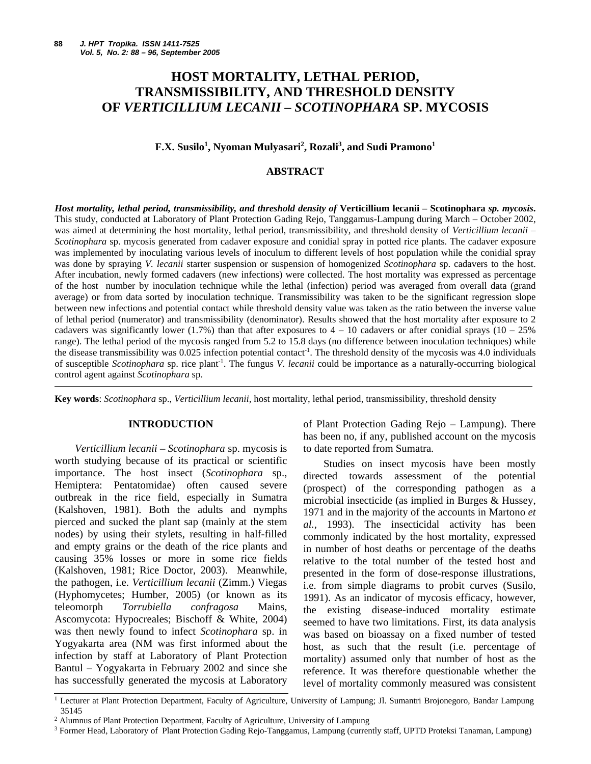# HOST MORTALITY, LETHAL PERIOD, TRANSMISSIBILITY, AND THRESHOLD DENSITY OF *VERTICILLIUM LECANII – SCOTINOPHARA* SP. MYCOSIS

**F.X. Susilo[1], Nyoman Mulyasari[2], Rozali[3], and Sudi Pramono[1]**

## ABSTRACT

***Host mortality, lethal period, transmissibility, and threshold density of* Verticillium lecanii – Scotinophara *sp. mycosis*.** This study, conducted at Laboratory of Plant Protection Gading Rejo, Tanggamus-Lampung during March – October 2002, was aimed at determining the host mortality, lethal period, transmissibility, and threshold density of *Verticillium lecanii – Scotinophara* sp. mycosis generated from cadaver exposure and conidial spray in potted rice plants. The cadaver exposure was implemented by inoculating various levels of inoculum to different levels of host population while the conidial spray was done by spraying *V. lecanii* starter suspension or suspension of homogenized *Scotinophara* sp. cadavers to the host. After incubation, newly formed cadavers (new infections) were collected. The host mortality was expressed as percentage of the host number by inoculation technique while the lethal (infection) period was averaged from overall data (grand average) or from data sorted by inoculation technique. Transmissibility was taken to be the significant regression slope between new infections and potential contact while threshold density value was taken as the ratio between the inverse value of lethal period (numerator) and transmissibility (denominator). Results showed that the host mortality after exposure to 2 cadavers was significantly lower (1.7%) than that after exposures to 4 – 10 cadavers or after conidial sprays (10 – 25% range). The lethal period of the mycosis ranged from 5.2 to 15.8 days (no difference between inoculation techniques) while the disease transmissibility was 0.025 infection potential contact$^{-1}$. The threshold density of the mycosis was 4.0 individuals of susceptible *Scotinophara* sp. rice plant$^{-1}$. The fungus *V. lecanii* could be importance as a naturally-occurring biological control agent against *Scotinophara* sp.

**Key words**: *Scotinophara* sp., *Verticillium lecanii*, host mortality, lethal period, transmissibility, threshold density

## INTRODUCTION

*Verticillium lecanii – Scotinophara* sp. mycosis is worth studying because of its practical or scientific importance. The host insect (*Scotinophara* sp., Hemiptera: Pentatomidae) often caused severe outbreak in the rice field, especially in Sumatra (Kalshoven, 1981). Both the adults and nymphs pierced and sucked the plant sap (mainly at the stem nodes) by using their stylets, resulting in half-filled and empty grains or the death of the rice plants and causing 35% losses or more in some rice fields (Kalshoven, 1981; Rice Doctor, 2003). Meanwhile, the pathogen, i.e. *Verticillium lecanii* (Zimm.) Viegas (Hyphomycetes; Humber, 2005) (or known as its teleomorph *Torrubiella confragosa* Mains, Ascomycota: Hypocreales; Bischoff & White, 2004) was then newly found to infect *Scotinophara* sp. in Yogyakarta area (NM was first informed about the infection by staff at Laboratory of Plant Protection Bantul – Yogyakarta in February 2002 and since she has successfully generated the mycosis at Laboratory of Plant Protection Gading Rejo – Lampung). There has been no, if any, published account on the mycosis to date reported from Sumatra.

Studies on insect mycosis have been mostly directed towards assessment of the potential (prospect) of the corresponding pathogen as a microbial insecticide (as implied in Burges & Hussey, 1971 and in the majority of the accounts in Martono *et al.*, 1993). The insecticidal activity has been commonly indicated by the host mortality, expressed in number of host deaths or percentage of the deaths relative to the total number of the tested host and presented in the form of dose-response illustrations, i.e. from simple diagrams to probit curves (Susilo, 1991). As an indicator of mycosis efficacy, however, the existing disease-induced mortality estimate seemed to have two limitations. First, its data analysis was based on bioassay on a fixed number of tested host, as such that the result (i.e. percentage of mortality) assumed only that number of host as the reference. It was therefore questionable whether the level of mortality commonly measured was consistent

[1] Lecturer at Plant Protection Department, Faculty of Agriculture, University of Lampung; Jl. Sumantri Brojonegoro, Bandar Lampung 35145

[2] Alumnus of Plant Protection Department, Faculty of Agriculture, University of Lampung

[3] Former Head, Laboratory of Plant Protection Gading Rejo-Tanggamus, Lampung (currently staff, UPTD Proteksi Tanaman, Lampung)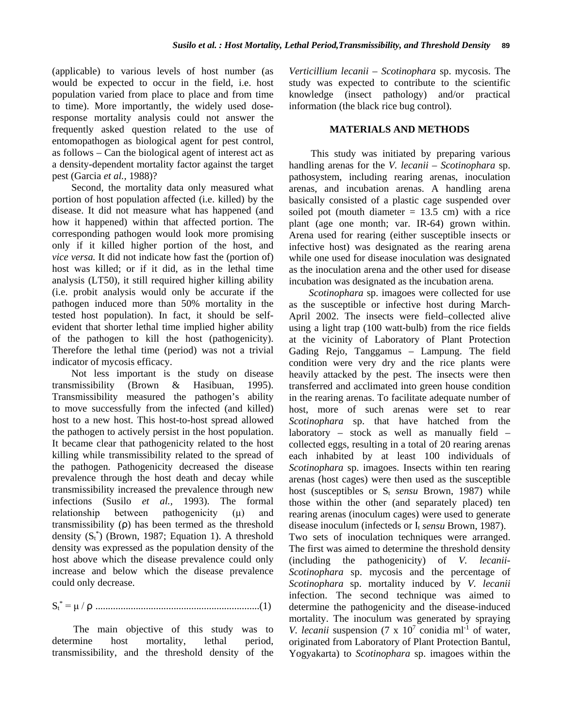(applicable) to various levels of host number (as would be expected to occur in the field, i.e. host population varied from place to place and from time to time). More importantly, the widely used dose-response mortality analysis could not answer the frequently asked question related to the use of entomopathogen as biological agent for pest control, as follows – Can the biological agent of interest act as a density-dependent mortality factor against the target pest (Garcia *et al.*, 1988)?

Second, the mortality data only measured what portion of host population affected (i.e. killed) by the disease. It did not measure what has happened (and how it happened) within that affected portion. The corresponding pathogen would look more promising only if it killed higher portion of the host, and *vice versa.* It did not indicate how fast the (portion of) host was killed; or if it did, as in the lethal time analysis (LT50), it still required higher killing ability (i.e. probit analysis would only be accurate if the pathogen induced more than 50% mortality in the tested host population). In fact, it should be self-evident that shorter lethal time implied higher ability of the pathogen to kill the host (pathogenicity). Therefore the lethal time (period) was not a trivial indicator of mycosis efficacy.

Not less important is the study on disease transmissibility (Brown & Hasibuan, 1995). Transmissibility measured the pathogen's ability to move successfully from the infected (and killed) host to a new host. This host-to-host spread allowed the pathogen to actively persist in the host population. It became clear that pathogenicity related to the host killing while transmissibility related to the spread of the pathogen. Pathogenicity decreased the disease prevalence through the host death and decay while transmissibility increased the prevalence through new infections (Susilo *et al.*, 1993). The formal relationship between pathogenicity ($\mu$) and transmissibility ($\rho$) has been termed as the threshold density ($S_t^*$) (Brown, 1987; Equation 1). A threshold density was expressed as the population density of the host above which the disease prevalence could only increase and below which the disease prevalence could only decrease.

$$S_t^* = \mu / \rho \quad \text{.................................................................(1)}$$

The main objective of this study was to determine host mortality, lethal period, transmissibility, and the threshold density of the *Verticillium lecanii* – *Scotinophara* sp. mycosis. The study was expected to contribute to the scientific knowledge (insect pathology) and/or practical information (the black rice bug control).

## MATERIALS AND METHODS

This study was initiated by preparing various handling arenas for the *V. lecanii* – *Scotinophara* sp. pathosystem, including rearing arenas, inoculation arenas, and incubation arenas. A handling arena basically consisted of a plastic cage suspended over soiled pot (mouth diameter = 13.5 cm) with a rice plant (age one month; var. IR-64) grown within. Arena used for rearing (either susceptible insects or infective host) was designated as the rearing arena while one used for disease inoculation was designated as the inoculation arena and the other used for disease incubation was designated as the incubation arena.

*Scotinophara* sp. imagoes were collected for use as the susceptible or infective host during March-April 2002. The insects were field–collected alive using a light trap (100 watt-bulb) from the rice fields at the vicinity of Laboratory of Plant Protection Gading Rejo, Tanggamus – Lampung. The field condition were very dry and the rice plants were heavily attacked by the pest. The insects were then transferred and acclimated into green house condition in the rearing arenas. To facilitate adequate number of host, more of such arenas were set to rear *Scotinophara* sp. that have hatched from the laboratory – stock as well as manually field – collected eggs, resulting in a total of 20 rearing arenas each inhabited by at least 100 individuals of *Scotinophara* sp. imagoes. Insects within ten rearing arenas (host cages) were then used as the susceptible host (susceptibles or $S_t$ *sensu* Brown, 1987) while those within the other (and separately placed) ten rearing arenas (inoculum cages) were used to generate disease inoculum (infecteds or $I_t$ *sensu* Brown, 1987). Two sets of inoculation techniques were arranged. The first was aimed to determine the threshold density (including the pathogenicity) of *V. lecanii*-*Scotinophara* sp. mycosis and the percentage of *Scotinophara* sp. mortality induced by *V. lecanii* infection. The second technique was aimed to determine the pathogenicity and the disease-induced mortality. The inoculum was generated by spraying *V. lecanii* suspension ($7 \times 10^7$ conidia ml$^{-1}$ of water, originated from Laboratory of Plant Protection Bantul, Yogyakarta) to *Scotinophara* sp. imagoes within the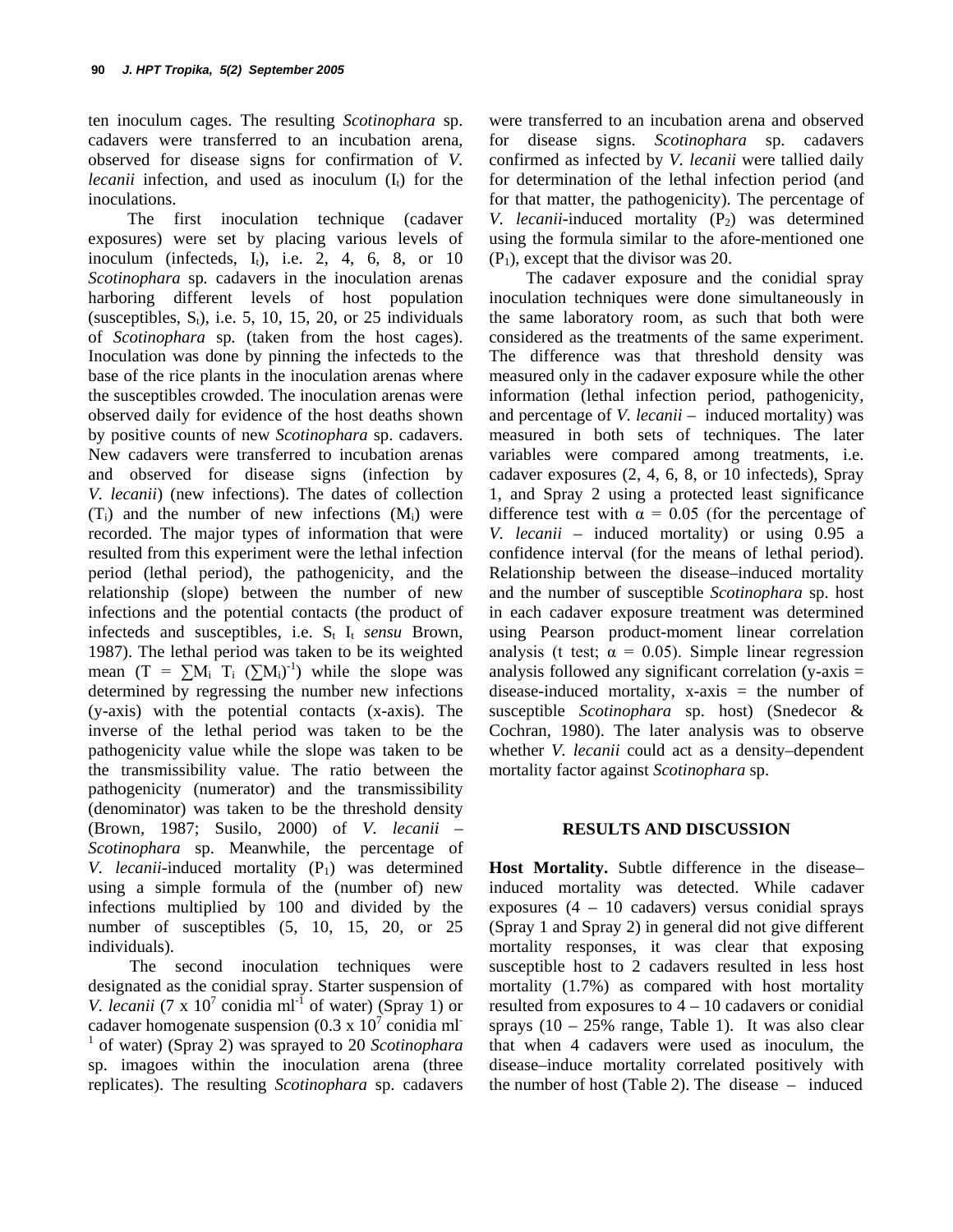ten inoculum cages. The resulting *Scotinophara* sp. cadavers were transferred to an incubation arena, observed for disease signs for confirmation of *V. lecanii* infection, and used as inoculum ($I_t$) for the inoculations.

The first inoculation technique (cadaver exposures) were set by placing various levels of inoculum (infecteds, $I_t$), i.e. 2, 4, 6, 8, or 10 *Scotinophara* sp. cadavers in the inoculation arenas harboring different levels of host population (susceptibles, $S_t$), i.e. 5, 10, 15, 20, or 25 individuals of *Scotinophara* sp. (taken from the host cages). Inoculation was done by pinning the infecteds to the base of the rice plants in the inoculation arenas where the susceptibles crowded. The inoculation arenas were observed daily for evidence of the host deaths shown by positive counts of new *Scotinophara* sp. cadavers. New cadavers were transferred to incubation arenas and observed for disease signs (infection by *V. lecanii*) (new infections). The dates of collection ($T_i$) and the number of new infections ($M_i$) were recorded. The major types of information that were resulted from this experiment were the lethal infection period (lethal period), the pathogenicity, and the relationship (slope) between the number of new infections and the potential contacts (the product of infecteds and susceptibles, i.e. $S_t$ $I_t$ *sensu* Brown, 1987). The lethal period was taken to be its weighted mean ($T = \sum M_i\ T_i\ (\sum M_i)^{-1}$) while the slope was determined by regressing the number new infections (y-axis) with the potential contacts (x-axis). The inverse of the lethal period was taken to be the pathogenicity value while the slope was taken to be the transmissibility value. The ratio between the pathogenicity (numerator) and the transmissibility (denominator) was taken to be the threshold density (Brown, 1987; Susilo, 2000) of *V. lecanii* – *Scotinophara* sp. Meanwhile, the percentage of *V. lecanii*-induced mortality ($P_1$) was determined using a simple formula of the (number of) new infections multiplied by 100 and divided by the number of susceptibles (5, 10, 15, 20, or 25 individuals).

The second inoculation techniques were designated as the conidial spray. Starter suspension of *V. lecanii* ($7 \times 10^7$ conidia ml$^{-1}$ of water) (Spray 1) or cadaver homogenate suspension ($0.3 \times 10^7$ conidia ml$^{-1}$ of water) (Spray 2) was sprayed to 20 *Scotinophara* sp. imagoes within the inoculation arena (three replicates). The resulting *Scotinophara* sp. cadavers were transferred to an incubation arena and observed for disease signs. *Scotinophara* sp. cadavers confirmed as infected by *V. lecanii* were tallied daily for determination of the lethal infection period (and for that matter, the pathogenicity). The percentage of *V. lecanii*-induced mortality ($P_2$) was determined using the formula similar to the afore-mentioned one ($P_1$), except that the divisor was 20.

The cadaver exposure and the conidial spray inoculation techniques were done simultaneously in the same laboratory room, as such that both were considered as the treatments of the same experiment. The difference was that threshold density was measured only in the cadaver exposure while the other information (lethal infection period, pathogenicity, and percentage of *V. lecanii* – induced mortality) was measured in both sets of techniques. The later variables were compared among treatments, i.e. cadaver exposures (2, 4, 6, 8, or 10 infecteds), Spray 1, and Spray 2 using a protected least significance difference test with $\alpha = 0.05$ (for the percentage of *V. lecanii* – induced mortality) or using 0.95 a confidence interval (for the means of lethal period). Relationship between the disease–induced mortality and the number of susceptible *Scotinophara* sp. host in each cadaver exposure treatment was determined using Pearson product-moment linear correlation analysis (t test; $\alpha = 0.05$). Simple linear regression analysis followed any significant correlation (y-axis = disease-induced mortality, x-axis = the number of susceptible *Scotinophara* sp. host) (Snedecor & Cochran, 1980). The later analysis was to observe whether *V. lecanii* could act as a density–dependent mortality factor against *Scotinophara* sp.

## RESULTS AND DISCUSSION

**Host Mortality.** Subtle difference in the disease–induced mortality was detected. While cadaver exposures (4 – 10 cadavers) versus conidial sprays (Spray 1 and Spray 2) in general did not give different mortality responses, it was clear that exposing susceptible host to 2 cadavers resulted in less host mortality (1.7%) as compared with host mortality resulted from exposures to 4 – 10 cadavers or conidial sprays (10 – 25% range, Table 1). It was also clear that when 4 cadavers were used as inoculum, the disease–induce mortality correlated positively with the number of host (Table 2). The disease – induced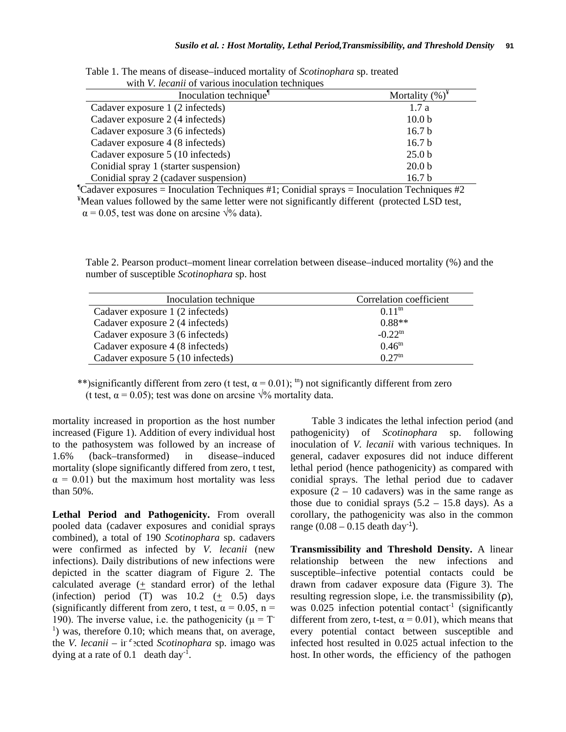Table 1. The means of disease–induced mortality of *Scotinophara* sp. treated with *V. lecanii* of various inoculation techniques

| Inoculation technique[¶] | Mortality (%)[¥] |
|---|---|
| Cadaver exposure 1 (2 infecteds) | 1.7 a |
| Cadaver exposure 2 (4 infecteds) | 10.0 b |
| Cadaver exposure 3 (6 infecteds) | 16.7 b |
| Cadaver exposure 4 (8 infecteds) | 16.7 b |
| Cadaver exposure 5 (10 infecteds) | 25.0 b |
| Conidial spray 1 (starter suspension) | 20.0 b |
| Conidial spray 2 (cadaver suspension) | 16.7 b |

[¶]Cadaver exposures = Inoculation Techniques #1; Conidial sprays = Inoculation Techniques #2
[¥]Mean values followed by the same letter were not significantly different (protected LSD test, $\alpha = 0.05$, test was done on arcsine $\sqrt{\%}$ data).

Table 2. Pearson product–moment linear correlation between disease–induced mortality (%) and the number of susceptible *Scotinophara* sp. host

| Inoculation technique | Correlation coefficient |
|---|---|
| Cadaver exposure 1 (2 infecteds) | 0.11[tn] |
| Cadaver exposure 2 (4 infecteds) | 0.88** |
| Cadaver exposure 3 (6 infecteds) | -0.22[tn] |
| Cadaver exposure 4 (8 infecteds) | 0.46[tn] |
| Cadaver exposure 5 (10 infecteds) | 0.27[tn] |

**)significantly different from zero (t test, $\alpha = 0.01$); [tn]) not significantly different from zero (t test, $\alpha = 0.05$); test was done on arcsine $\sqrt{\%}$ mortality data.

mortality increased in proportion as the host number increased (Figure 1). Addition of every individual host to the pathosystem was followed by an increase of 1.6% (back–transformed) in disease–induced mortality (slope significantly differed from zero, t test, $\alpha = 0.01$) but the maximum host mortality was less than 50%.

**Lethal Period and Pathogenicity.** From overall pooled data (cadaver exposures and conidial sprays combined), a total of 190 *Scotinophara* sp. cadavers were confirmed as infected by *V. lecanii* (new infections). Daily distributions of new infections were depicted in the scatter diagram of Figure 2. The calculated average ($\pm$ standard error) of the lethal (infection) period (T) was 10.2 ($\pm$ 0.5) days (significantly different from zero, t test, $\alpha = 0.05$, n = 190). The inverse value, i.e. the pathogenicity ($\mu = T^{-1}$) was, therefore 0.10; which means that, on average, the *V. lecanii* – infected *Scotinophara* sp. imago was dying at a rate of 0.1 death day$^{-1}$.

Table 3 indicates the lethal infection period (and pathogenicity) of *Scotinophara* sp. following inoculation of *V. lecanii* with various techniques. In general, cadaver exposures did not induce different lethal period (hence pathogenicity) as compared with conidial sprays. The lethal period due to cadaver exposure (2 – 10 cadavers) was in the same range as those due to conidial sprays (5.2 – 15.8 days). As a corollary, the pathogenicity was also in the common range (0.08 – 0.15 death day$^{-1}$).

**Transmissibility and Threshold Density.** A linear relationship between the new infections and susceptible–infective potential contacts could be drawn from cadaver exposure data (Figure 3). The resulting regression slope, i.e. the transmissibility ($\rho$), was 0.025 infection potential contact$^{-1}$ (significantly different from zero, t-test, $\alpha = 0.01$), which means that every potential contact between susceptible and infected host resulted in 0.025 actual infection to the host. In other words, the efficiency of the pathogen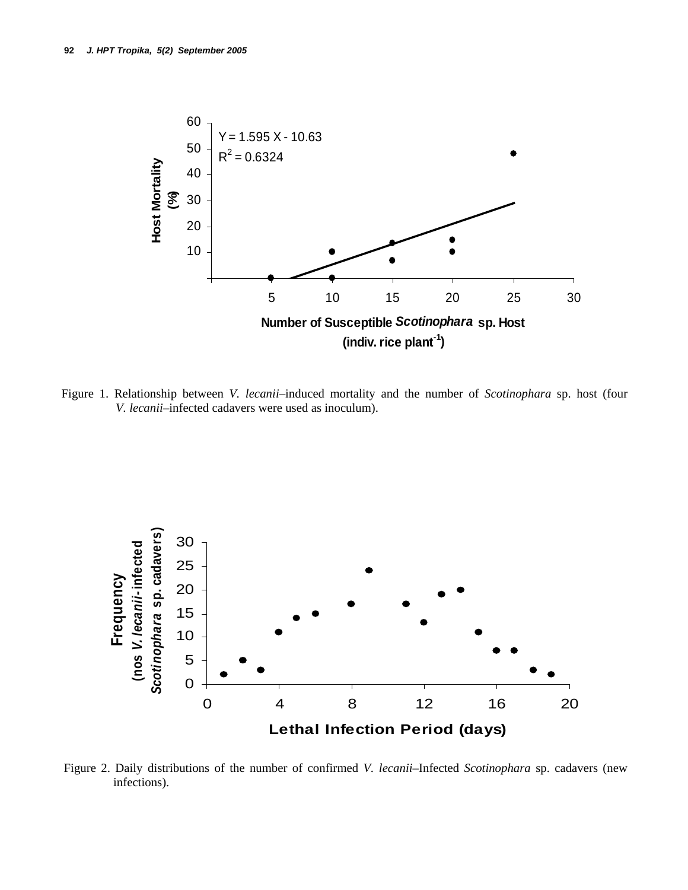Figure 1. Relationship between *V. lecanii*–induced mortality and the number of *Scotinophara* sp. host (four *V. lecanii*–infected cadavers were used as inoculum).

Figure 2. Daily distributions of the number of confirmed *V. lecanii*–Infected *Scotinophara* sp. cadavers (new infections).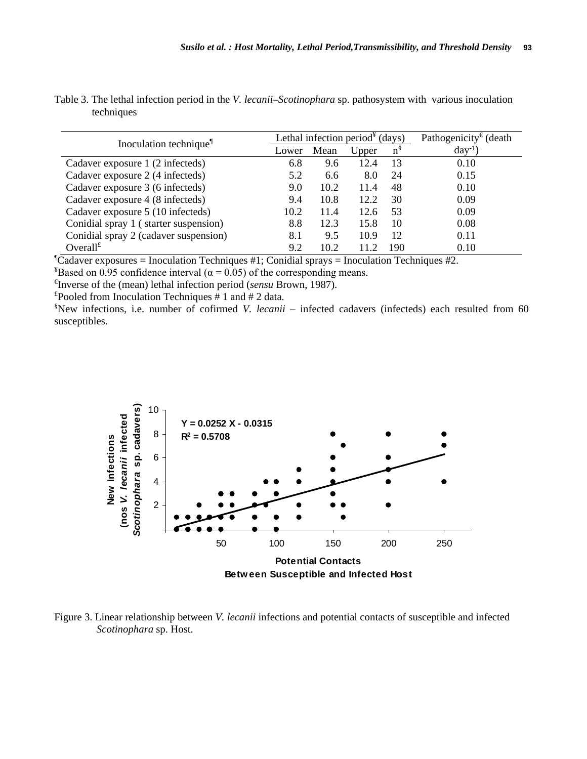Table 3. The lethal infection period in the *V. lecanii–Scotinophara* sp. pathosystem with various inoculation techniques

| Inoculation technique[¶] | Lethal infection period[¥] (days) | | | | Pathogenicity[€] (death $day^{-1}$) |
|---|---|---|---|---|---|
| | Lower | Mean | Upper | n[§] | |
| Cadaver exposure 1 (2 infecteds) | 6.8 | 9.6 | 12.4 | 13 | 0.10 |
| Cadaver exposure 2 (4 infecteds) | 5.2 | 6.6 | 8.0 | 24 | 0.15 |
| Cadaver exposure 3 (6 infecteds) | 9.0 | 10.2 | 11.4 | 48 | 0.10 |
| Cadaver exposure 4 (8 infecteds) | 9.4 | 10.8 | 12.2 | 30 | 0.09 |
| Cadaver exposure 5 (10 infecteds) | 10.2 | 11.4 | 12.6 | 53 | 0.09 |
| Conidial spray 1 ( starter suspension) | 8.8 | 12.3 | 15.8 | 10 | 0.08 |
| Conidial spray 2 (cadaver suspension) | 8.1 | 9.5 | 10.9 | 12 | 0.11 |
| Overall[£] | 9.2 | 10.2 | 11.2 | 190 | 0.10 |

[¶]Cadaver exposures = Inoculation Techniques #1; Conidial sprays = Inoculation Techniques #2.
[¥]Based on 0.95 confidence interval ($\alpha = 0.05$) of the corresponding means.
[€]Inverse of the (mean) lethal infection period (*sensu* Brown, 1987).
[£]Pooled from Inoculation Techniques # 1 and # 2 data.
[§]New infections, i.e. number of cofirmed *V. lecanii* – infected cadavers (infecteds) each resulted from 60 susceptibles.

Figure 3. Linear relationship between *V. lecanii* infections and potential contacts of susceptible and infected *Scotinophara* sp. Host.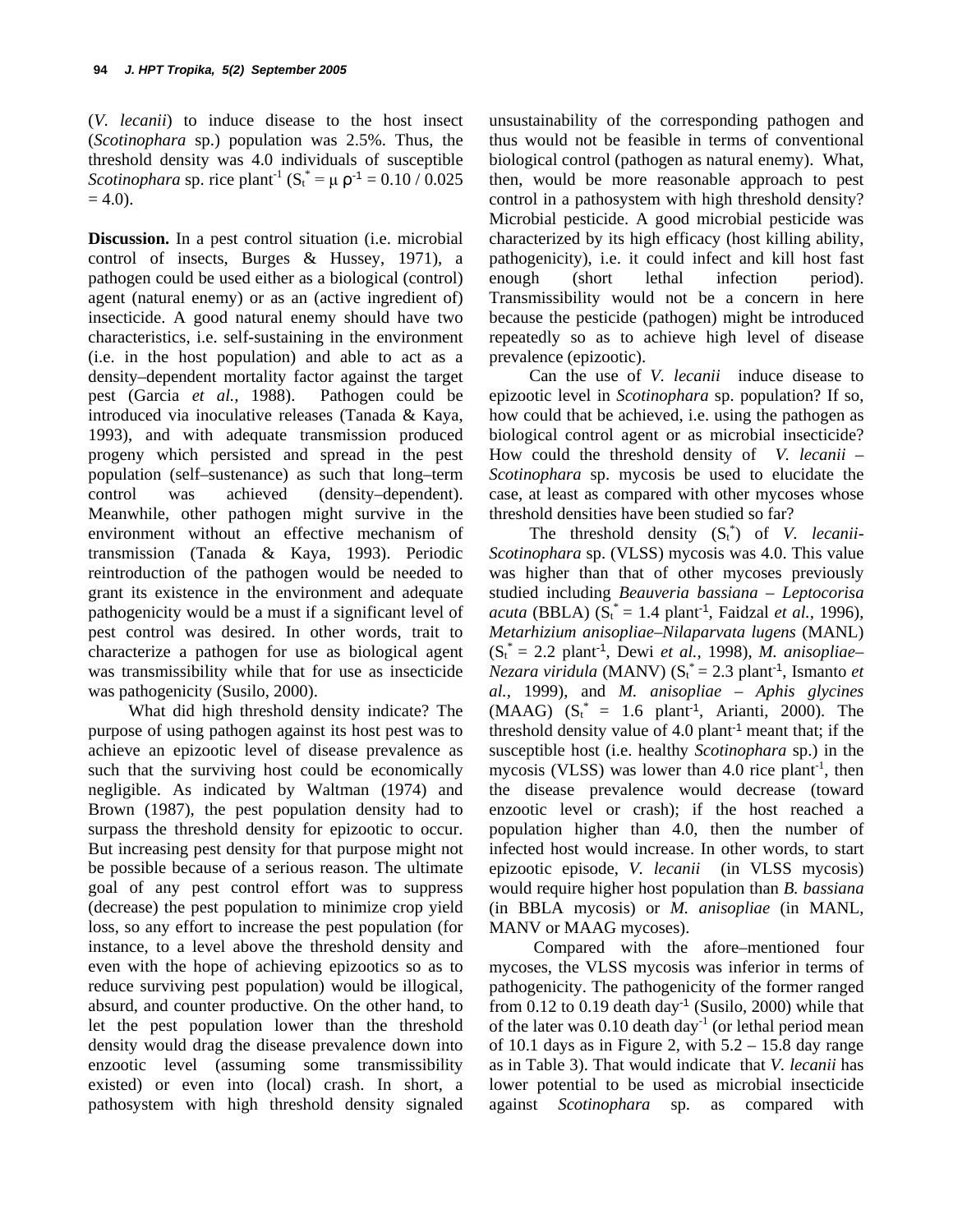(*V. lecanii*) to induce disease to the host insect (*Scotinophara* sp.) population was 2.5%. Thus, the threshold density was 4.0 individuals of susceptible *Scotinophara* sp. rice plant$^{-1}$ ($S_t^* = \mu\,\rho^{-1} = 0.10 / 0.025 = 4.0$).

**Discussion.** In a pest control situation (i.e. microbial control of insects, Burges & Hussey, 1971), a pathogen could be used either as a biological (control) agent (natural enemy) or as an (active ingredient of) insecticide. A good natural enemy should have two characteristics, i.e. self-sustaining in the environment (i.e. in the host population) and able to act as a density–dependent mortality factor against the target pest (Garcia *et al.*, 1988). Pathogen could be introduced via inoculative releases (Tanada & Kaya, 1993), and with adequate transmission produced progeny which persisted and spread in the pest population (self–sustenance) as such that long–term control was achieved (density–dependent). Meanwhile, other pathogen might survive in the environment without an effective mechanism of transmission (Tanada & Kaya, 1993). Periodic reintroduction of the pathogen would be needed to grant its existence in the environment and adequate pathogenicity would be a must if a significant level of pest control was desired. In other words, trait to characterize a pathogen for use as biological agent was transmissibility while that for use as insecticide was pathogenicity (Susilo, 2000).

What did high threshold density indicate? The purpose of using pathogen against its host pest was to achieve an epizootic level of disease prevalence as such that the surviving host could be economically negligible. As indicated by Waltman (1974) and Brown (1987), the pest population density had to surpass the threshold density for epizootic to occur. But increasing pest density for that purpose might not be possible because of a serious reason. The ultimate goal of any pest control effort was to suppress (decrease) the pest population to minimize crop yield loss, so any effort to increase the pest population (for instance, to a level above the threshold density and even with the hope of achieving epizootics so as to reduce surviving pest population) would be illogical, absurd, and counter productive. On the other hand, to let the pest population lower than the threshold density would drag the disease prevalence down into enzootic level (assuming some transmissibility existed) or even into (local) crash. In short, a pathosystem with high threshold density signaled unsustainability of the corresponding pathogen and thus would not be feasible in terms of conventional biological control (pathogen as natural enemy). What, then, would be more reasonable approach to pest control in a pathosystem with high threshold density? Microbial pesticide. A good microbial pesticide was characterized by its high efficacy (host killing ability, pathogenicity), i.e. it could infect and kill host fast enough (short lethal infection period). Transmissibility would not be a concern in here because the pesticide (pathogen) might be introduced repeatedly so as to achieve high level of disease prevalence (epizootic).

Can the use of *V. lecanii* induce disease to epizootic level in *Scotinophara* sp. population? If so, how could that be achieved, i.e. using the pathogen as biological control agent or as microbial insecticide? How could the threshold density of *V. lecanii* – *Scotinophara* sp. mycosis be used to elucidate the case, at least as compared with other mycoses whose threshold densities have been studied so far?

The threshold density ($S_t^*$) of *V. lecanii*-*Scotinophara* sp. (VLSS) mycosis was 4.0. This value was higher than that of other mycoses previously studied including *Beauveria bassiana* – *Leptocorisa acuta* (BBLA) ($S_t^* = 1.4$ plant$^{-1}$, Faidzal *et al.*, 1996), *Metarhizium anisopliae*–*Nilaparvata lugens* (MANL) ($S_t^* = 2.2$ plant$^{-1}$, Dewi *et al.*, 1998), *M. anisopliae*–*Nezara viridula* (MANV) ($S_t^* = 2.3$ plant$^{-1}$, Ismanto *et al.*, 1999), and *M. anisopliae* – *Aphis glycines* (MAAG) ($S_t^* = 1.6$ plant$^{-1}$, Arianti, 2000). The threshold density value of 4.0 plant$^{-1}$ meant that; if the susceptible host (i.e. healthy *Scotinophara* sp.) in the mycosis (VLSS) was lower than 4.0 rice plant$^{-1}$, then the disease prevalence would decrease (toward enzootic level or crash); if the host reached a population higher than 4.0, then the number of infected host would increase. In other words, to start epizootic episode, *V. lecanii* (in VLSS mycosis) would require higher host population than *B. bassiana* (in BBLA mycosis) or *M. anisopliae* (in MANL, MANV or MAAG mycoses).

Compared with the afore–mentioned four mycoses, the VLSS mycosis was inferior in terms of pathogenicity. The pathogenicity of the former ranged from 0.12 to 0.19 death day$^{-1}$ (Susilo, 2000) while that of the later was 0.10 death day$^{-1}$ (or lethal period mean of 10.1 days as in Figure 2, with 5.2 – 15.8 day range as in Table 3). That would indicate that *V. lecanii* has lower potential to be used as microbial insecticide against *Scotinophara* sp. as compared with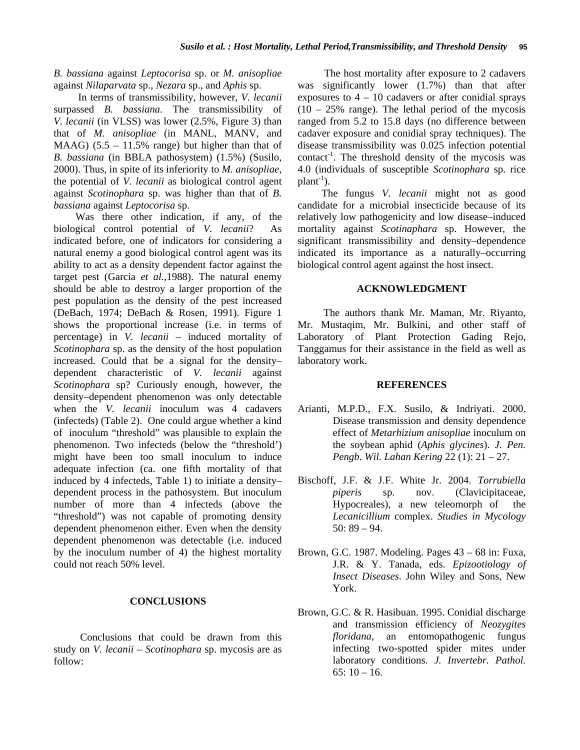*B. bassiana* against *Leptocorisa* sp. or *M. anisopliae* against *Nilaparvata* sp., *Nezara* sp., and *Aphis* sp.

In terms of transmissibility, however, *V. lecanii* surpassed *B. bassiana.* The transmissibility of *V. lecanii* (in VLSS) was lower (2.5%, Figure 3) than that of *M. anisopliae* (in MANL, MANV, and MAAG) (5.5 – 11.5% range) but higher than that of *B. bassiana* (in BBLA pathosystem) (1.5%) (Susilo, 2000). Thus, in spite of its inferiority to *M. anisopliae*, the potential of *V. lecanii* as biological control agent against *Scotinophara* sp. was higher than that of *B. bassiana* against *Leptocorisa* sp.

Was there other indication, if any, of the biological control potential of *V. lecanii*? As indicated before, one of indicators for considering a natural enemy a good biological control agent was its ability to act as a density dependent factor against the target pest (Garcia *et al.*,1988). The natural enemy should be able to destroy a larger proportion of the pest population as the density of the pest increased (DeBach, 1974; DeBach & Rosen, 1991). Figure 1 shows the proportional increase (i.e. in terms of percentage) in *V. lecanii* – induced mortality of *Scotinophara* sp. as the density of the host population increased. Could that be a signal for the density–dependent characteristic of *V. lecanii* against *Scotinophara* sp? Curiously enough, however, the density–dependent phenomenon was only detectable when the *V. lecanii* inoculum was 4 cadavers (infecteds) (Table 2). One could argue whether a kind of inoculum "threshold" was plausible to explain the phenomenon. Two infecteds (below the "threshold') might have been too small inoculum to induce adequate infection (ca. one fifth mortality of that induced by 4 infecteds, Table 1) to initiate a density–dependent process in the pathosystem. But inoculum number of more than 4 infecteds (above the "threshold") was not capable of promoting density dependent phenomenon either. Even when the density dependent phenomenon was detectable (i.e. induced by the inoculum number of 4) the highest mortality could not reach 50% level.

## CONCLUSIONS

Conclusions that could be drawn from this study on *V. lecanii* – *Scotinophara* sp. mycosis are as follow:

The host mortality after exposure to 2 cadavers was significantly lower (1.7%) than that after exposures to 4 – 10 cadavers or after conidial sprays (10 – 25% range). The lethal period of the mycosis ranged from 5.2 to 15.8 days (no difference between cadaver exposure and conidial spray techniques). The disease transmissibility was 0.025 infection potential contact$^{-1}$. The threshold density of the mycosis was 4.0 (individuals of susceptible *Scotinophara* sp. rice plant$^{-1}$).

The fungus *V. lecanii* might not as good candidate for a microbial insecticide because of its relatively low pathogenicity and low disease–induced mortality against *Scotinaphara* sp. However, the significant transmissibility and density–dependence indicated its importance as a naturally–occurring biological control agent against the host insect.

## ACKNOWLEDGMENT

The authors thank Mr. Maman, Mr. Riyanto, Mr. Mustaqim, Mr. Bulkini, and other staff of Laboratory of Plant Protection Gading Rejo, Tanggamus for their assistance in the field as well as laboratory work.

## REFERENCES

Arianti, M.P.D., F.X. Susilo, & Indriyati. 2000. Disease transmission and density dependence effect of *Metarhizium anisopliae* inoculum on the soybean aphid (*Aphis glycines*). *J. Pen. Pengb. Wil. Lahan Kering* 22 (1): 21 – 27.

Bischoff, J.F. & J.F. White Jr. 2004. *Torrubiella piperis* sp. nov. (Clavicipitaceae, Hypocreales), a new teleomorph of the *Lecanicillium* complex. *Studies in Mycology* 50: 89 – 94.

Brown, G.C. 1987. Modeling. Pages 43 – 68 in: Fuxa, J.R. & Y. Tanada, eds. *Epizootiology of Insect Diseases*. John Wiley and Sons, New York.

Brown, G.C. & R. Hasibuan. 1995. Conidial discharge and transmission efficiency of *Neozygites floridana*, an entomopathogenic fungus infecting two-spotted spider mites under laboratory conditions. *J. Invertebr. Pathol.* 65: 10 – 16.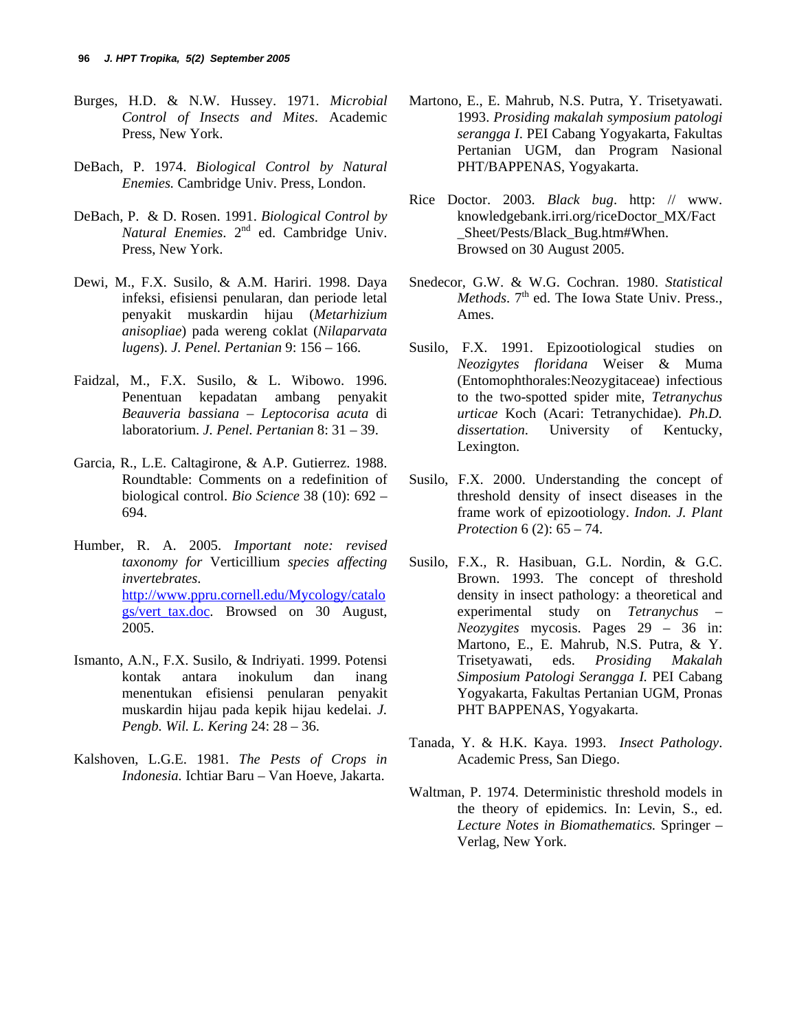Burges, H.D. & N.W. Hussey. 1971. *Microbial Control of Insects and Mites*. Academic Press, New York.

DeBach, P. 1974. *Biological Control by Natural Enemies.* Cambridge Univ. Press, London.

DeBach, P. & D. Rosen. 1991. *Biological Control by Natural Enemies*. 2nd ed. Cambridge Univ. Press, New York.

Dewi, M., F.X. Susilo, & A.M. Hariri. 1998. Daya infeksi, efisiensi penularan, dan periode letal penyakit muskardin hijau (*Metarhizium anisopliae*) pada wereng coklat (*Nilaparvata lugens*). *J. Penel. Pertanian* 9: 156 – 166.

Faidzal, M., F.X. Susilo, & L. Wibowo. 1996. Penentuan kepadatan ambang penyakit *Beauveria bassiana – Leptocorisa acuta* di laboratorium. *J. Penel. Pertanian* 8: 31 – 39.

Garcia, R., L.E. Caltagirone, & A.P. Gutierrez. 1988. Roundtable: Comments on a redefinition of biological control. *Bio Science* 38 (10): 692 – 694.

Humber, R. A. 2005. *Important note: revised taxonomy for* Verticillium *species affecting invertebrates*. http://www.ppru.cornell.edu/Mycology/catalogs/vert_tax.doc. Browsed on 30 August, 2005.

Ismanto, A.N., F.X. Susilo, & Indriyati. 1999. Potensi kontak antara inokulum dan inang menentukan efisiensi penularan penyakit muskardin hijau pada kepik hijau kedelai. *J. Pengb. Wil. L. Kering* 24: 28 – 36.

Kalshoven, L.G.E. 1981. *The Pests of Crops in Indonesia.* Ichtiar Baru – Van Hoeve, Jakarta.

Martono, E., E. Mahrub, N.S. Putra, Y. Trisetyawati. 1993. *Prosiding makalah symposium patologi serangga I*. PEI Cabang Yogyakarta, Fakultas Pertanian UGM, dan Program Nasional PHT/BAPPENAS, Yogyakarta.

Rice Doctor. 2003. *Black bug*. http: // www. knowledgebank.irri.org/riceDoctor_MX/Fact_Sheet/Pests/Black_Bug.htm#When. Browsed on 30 August 2005.

Snedecor, G.W. & W.G. Cochran. 1980. *Statistical Methods*. 7th ed. The Iowa State Univ. Press., Ames.

Susilo, F.X. 1991. Epizootiological studies on *Neozigytes floridana* Weiser & Muma (Entomophthorales:Neozygitaceae) infectious to the two-spotted spider mite, *Tetranychus urticae* Koch (Acari: Tetranychidae). *Ph.D. dissertation.* University of Kentucky, Lexington.

Susilo, F.X. 2000. Understanding the concept of threshold density of insect diseases in the frame work of epizootiology. *Indon. J. Plant Protection* 6 (2): 65 – 74.

Susilo, F.X., R. Hasibuan, G.L. Nordin, & G.C. Brown. 1993. The concept of threshold density in insect pathology: a theoretical and experimental study on *Tetranychus – Neozygites* mycosis. Pages 29 – 36 in: Martono, E., E. Mahrub, N.S. Putra, & Y. Trisetyawati, eds. *Prosiding Makalah Simposium Patologi Serangga I.* PEI Cabang Yogyakarta, Fakultas Pertanian UGM, Pronas PHT BAPPENAS, Yogyakarta.

Tanada, Y. & H.K. Kaya. 1993. *Insect Pathology*. Academic Press, San Diego.

Waltman, P. 1974. Deterministic threshold models in the theory of epidemics. In: Levin, S., ed. *Lecture Notes in Biomathematics.* Springer – Verlag, New York.